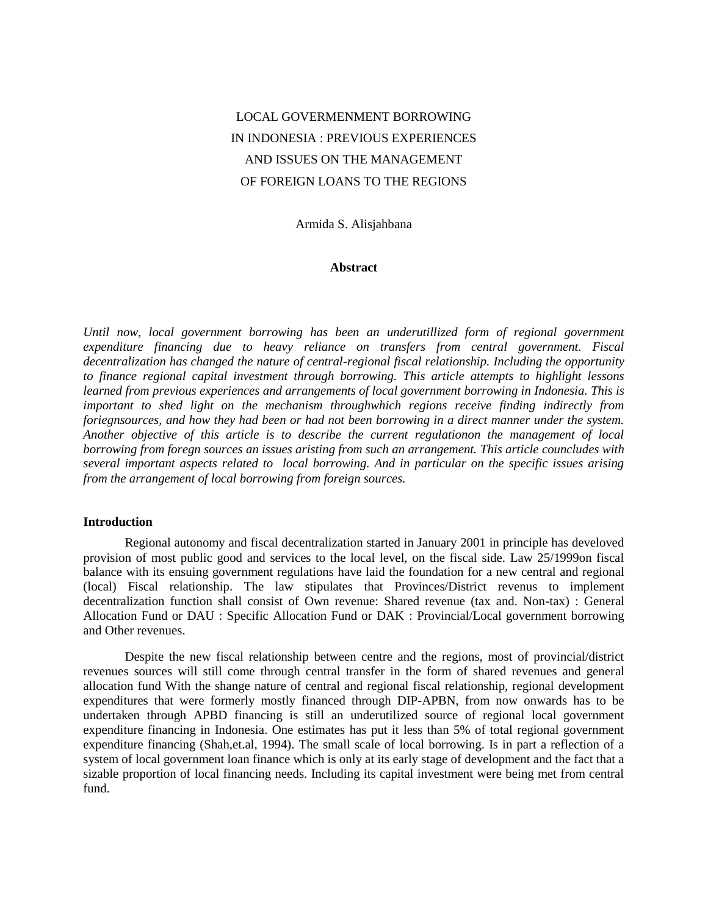# LOCAL GOVERMENMENT BORROWING IN INDONESIA : PREVIOUS EXPERIENCES AND ISSUES ON THE MANAGEMENT OF FOREIGN LOANS TO THE REGIONS

Armida S. Alisjahbana

**Abstract**

*Until now, local government borrowing has been an underutillized form of regional government expenditure financing due to heavy reliance on transfers from central government. Fiscal decentralization has changed the nature of central-regional fiscal relationship. Including the opportunity to finance regional capital investment through borrowing. This article attempts to highlight lessons learned from previous experiences and arrangements of local government borrowing in Indonesia. This is important to shed light on the mechanism throughwhich regions receive finding indirectly from foriegnsources, and how they had been or had not been borrowing in a direct manner under the system. Another objective of this article is to describe the current regulationon the management of local borrowing from foregn sources an issues aristing from such an arrangement. This article counacludes with several important aspects related to local borrowing. And in particular on the specific issues arising from the arrangement of local borrowing from foreign sources.*

## Introduction

Regional autonomy and fiscal decentralization started in January 2001 in principle has develoved provision of most public good and services to the local level, on the fiscal side. Law 25/1999on fiscal balance with its ensuing government regulations have laid the foundation for a new central and regional (local) Fiscal relationship. The law stipulates that Provinces/District revenus to implement decentralization function shall consist of Own revenue: Shared revenue (tax and. Non-tax) : General Allocation Fund or DAU : Specific Allocation Fund or DAK : Provincial/Local government borrowing and Other revenues.

Despite the new fiscal relationship between centre and the regions, most of provincial/district revenues sources will still come through central transfer in the form of shared revenues and general allocation fund With the shange nature of central and regional fiscal relationship, regional development expenditures that were formerly mostly financed through DIP-APBN, from now onwards has to be undertaken through APBD financing is still an underutilized source of regional local government expenditure financing in Indonesia. One estimates has put it less than 5% of total regional government expenditure financing (Shah,et.al, 1994). The small scale of local borrowing. Is in part a reflection of a system of local government loan finance which is only at its early stage of development and the fact that a sizable proportion of local financing needs. Including its capital investment were being met from central fund.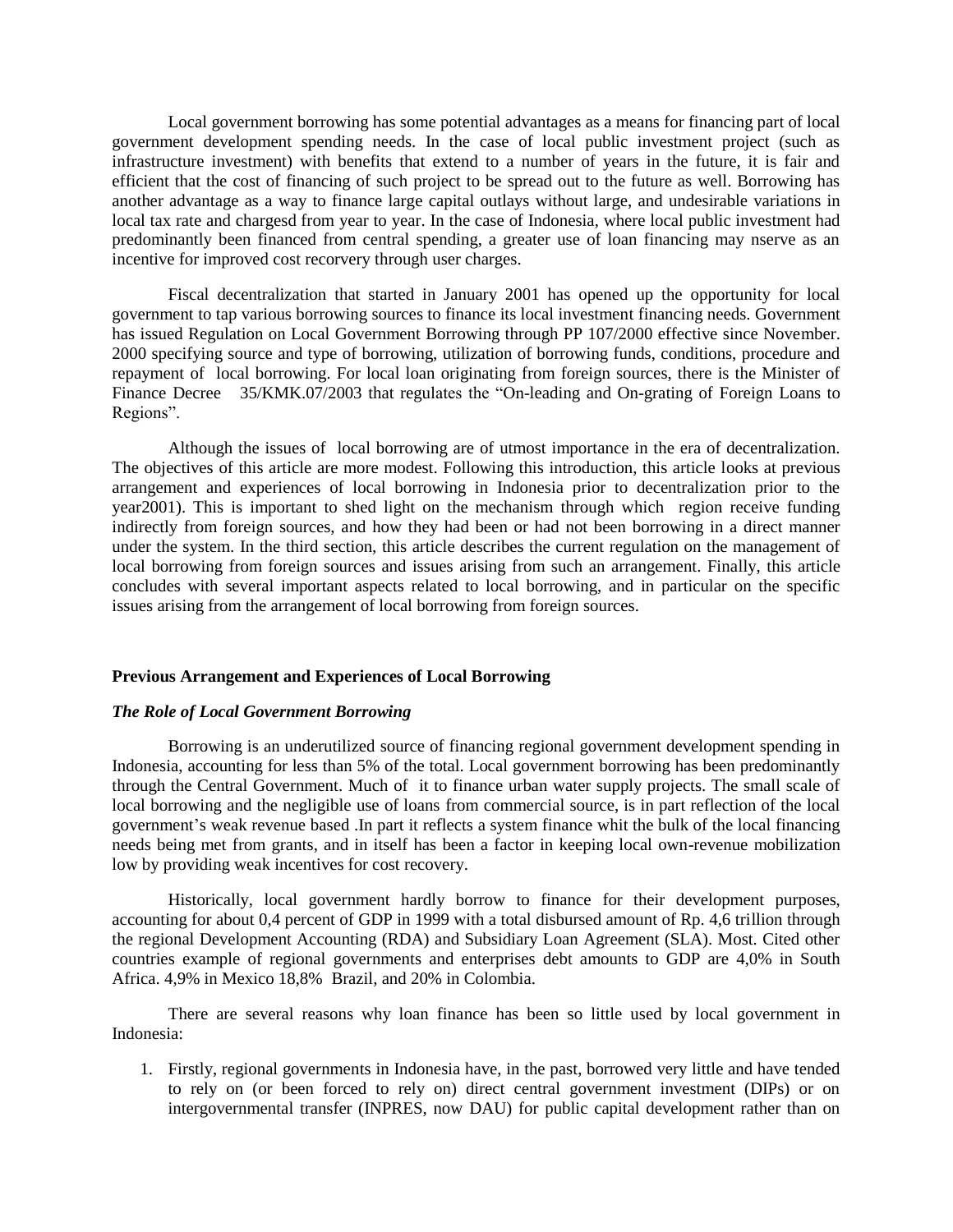Local government borrowing has some potential advantages as a means for financing part of local government development spending needs. In the case of local public investment project (such as infrastructure investment) with benefits that extend to a number of years in the future, it is fair and efficient that the cost of financing of such project to be spread out to the future as well. Borrowing has another advantage as a way to finance large capital outlays without large, and undesirable variations in local tax rate and chargesd from year to year. In the case of Indonesia, where local public investment had predominantly been financed from central spending, a greater use of loan financing may nserve as an incentive for improved cost recorvery through user charges.

Fiscal decentralization that started in January 2001 has opened up the opportunity for local government to tap various borrowing sources to finance its local investment financing needs. Government has issued Regulation on Local Government Borrowing through PP 107/2000 effective since November. 2000 specifying source and type of borrowing, utilization of borrowing funds, conditions, procedure and repayment of local borrowing. For local loan originating from foreign sources, there is the Minister of Finance Decree 35/KMK.07/2003 that regulates the "On-leading and On-grating of Foreign Loans to Regions".

Although the issues of local borrowing are of utmost importance in the era of decentralization. The objectives of this article are more modest. Following this introduction, this article looks at previous arrangement and experiences of local borrowing in Indonesia prior to decentralization prior to the year2001). This is important to shed light on the mechanism through which region receive funding indirectly from foreign sources, and how they had been or had not been borrowing in a direct manner under the system. In the third section, this article describes the current regulation on the management of local borrowing from foreign sources and issues arising from such an arrangement. Finally, this article concludes with several important aspects related to local borrowing, and in particular on the specific issues arising from the arrangement of local borrowing from foreign sources.

## Previous Arrangement and Experiences of Local Borrowing

### *The Role of Local Government Borrowing*

Borrowing is an underutilized source of financing regional government development spending in Indonesia, accounting for less than 5% of the total. Local government borrowing has been predominantly through the Central Government. Much of it to finance urban water supply projects. The small scale of local borrowing and the negligible use of loans from commercial source, is in part reflection of the local government's weak revenue based .In part it reflects a system finance whit the bulk of the local financing needs being met from grants, and in itself has been a factor in keeping local own-revenue mobilization low by providing weak incentives for cost recovery.

Historically, local government hardly borrow to finance for their development purposes, accounting for about 0,4 percent of GDP in 1999 with a total disbursed amount of Rp. 4,6 trillion through the regional Development Accounting (RDA) and Subsidiary Loan Agreement (SLA). Most. Cited other countries example of regional governments and enterprises debt amounts to GDP are 4,0% in South Africa. 4,9% in Mexico 18,8% Brazil, and 20% in Colombia.

There are several reasons why loan finance has been so little used by local government in Indonesia:

1. Firstly, regional governments in Indonesia have, in the past, borrowed very little and have tended to rely on (or been forced to rely on) direct central government investment (DIPs) or on intergovernmental transfer (INPRES, now DAU) for public capital development rather than on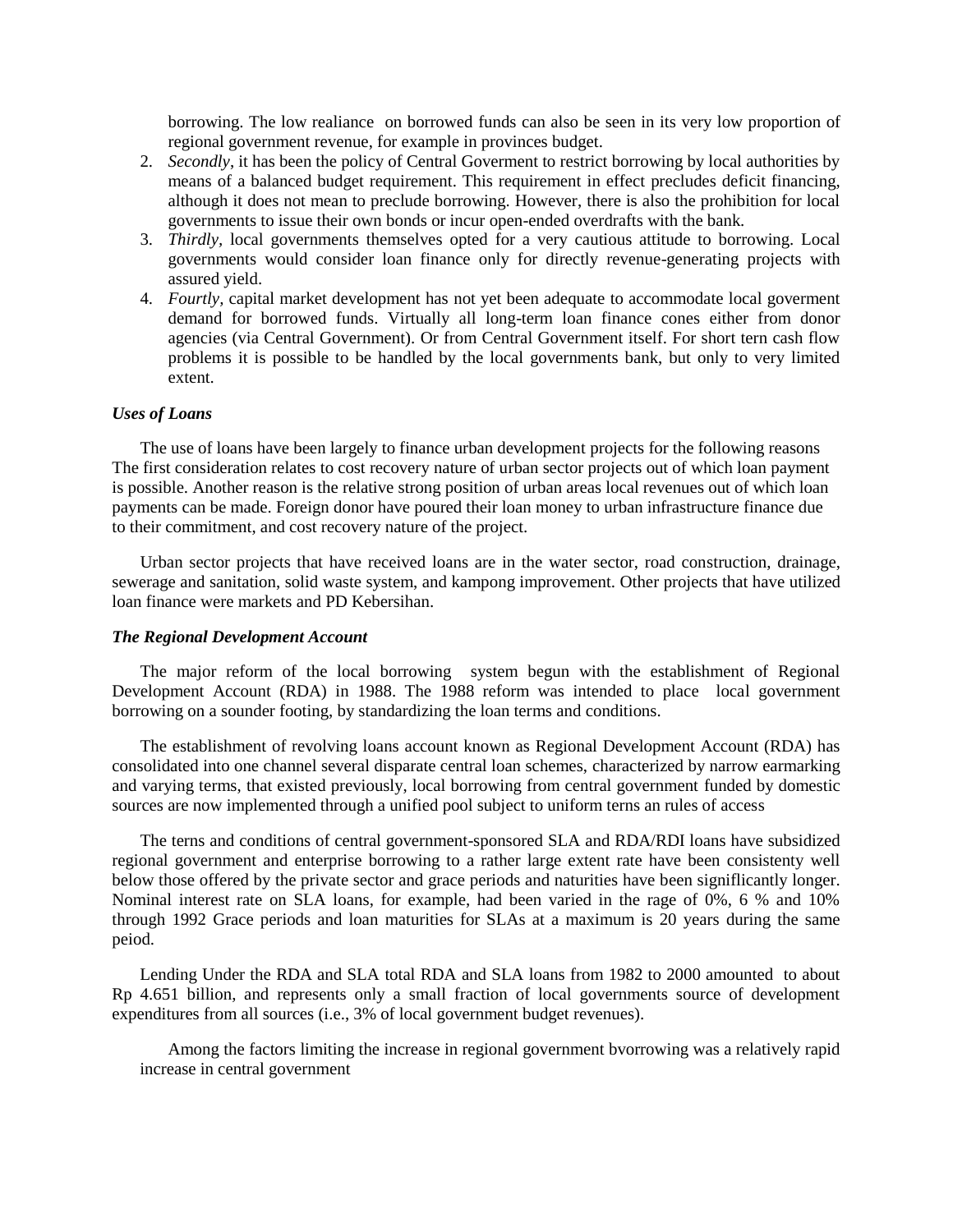borrowing. The low realiance on borrowed funds can also be seen in its very low proportion of regional government revenue, for example in provinces budget.

2. *Secondly*, it has been the policy of Central Goverment to restrict borrowing by local authorities by means of a balanced budget requirement. This requirement in effect precludes deficit financing, although it does not mean to preclude borrowing. However, there is also the prohibition for local governments to issue their own bonds or incur open-ended overdrafts with the bank.
3. *Thirdly*, local governments themselves opted for a very cautious attitude to borrowing. Local governments would consider loan finance only for directly revenue-generating projects with assured yield.
4. *Fourtly*, capital market development has not yet been adequate to accommodate local goverment demand for borrowed funds. Virtually all long-term loan finance cones either from donor agencies (via Central Government). Or from Central Government itself. For short tern cash flow problems it is possible to be handled by the local governments bank, but only to very limited extent.

***Uses of Loans***

The use of loans have been largely to finance urban development projects for the following reasons The first consideration relates to cost recovery nature of urban sector projects out of which loan payment is possible. Another reason is the relative strong position of urban areas local revenues out of which loan payments can be made. Foreign donor have poured their loan money to urban infrastructure finance due to their commitment, and cost recovery nature of the project.

Urban sector projects that have received loans are in the water sector, road construction, drainage, sewerage and sanitation, solid waste system, and kampong improvement. Other projects that have utilized loan finance were markets and PD Kebersihan.

***The Regional Development Account***

The major reform of the local borrowing system begun with the establishment of Regional Development Account (RDA) in 1988. The 1988 reform was intended to place local government borrowing on a sounder footing, by standardizing the loan terms and conditions.

The establishment of revolving loans account known as Regional Development Account (RDA) has consolidated into one channel several disparate central loan schemes, characterized by narrow earmarking and varying terms, that existed previously, local borrowing from central government funded by domestic sources are now implemented through a unified pool subject to uniform terns an rules of access

The terns and conditions of central government-sponsored SLA and RDA/RDI loans have subsidized regional government and enterprise borrowing to a rather large extent rate have been consistenty well below those offered by the private sector and grace periods and naturities have been significlantly longer. Nominal interest rate on SLA loans, for example, had been varied in the rage of 0%, 6 % and 10% through 1992 Grace periods and loan maturities for SLAs at a maximum is 20 years during the same peiod.

Lending Under the RDA and SLA total RDA and SLA loans from 1982 to 2000 amounted to about Rp 4.651 billion, and represents only a small fraction of local governments source of development expenditures from all sources (i.e., 3% of local government budget revenues).

Among the factors limiting the increase in regional government bvorrowing was a relatively rapid increase in central government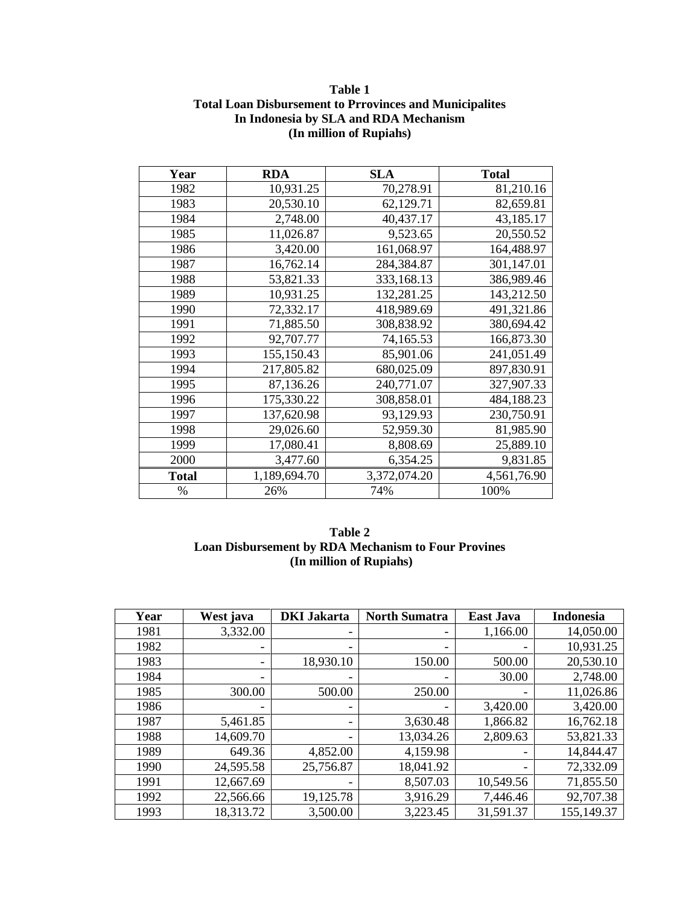**Table 1**
**Total Loan Disbursement to Prrovinces and Municipalites**
**In Indonesia by SLA and RDA Mechanism**
**(In million of Rupiahs)**

| Year | RDA | SLA | Total |
|---|---|---|---|
| 1982 | 10,931.25 | 70,278.91 | 81,210.16 |
| 1983 | 20,530.10 | 62,129.71 | 82,659.81 |
| 1984 | 2,748.00 | 40,437.17 | 43,185.17 |
| 1985 | 11,026.87 | 9,523.65 | 20,550.52 |
| 1986 | 3,420.00 | 161,068.97 | 164,488.97 |
| 1987 | 16,762.14 | 284,384.87 | 301,147.01 |
| 1988 | 53,821.33 | 333,168.13 | 386,989.46 |
| 1989 | 10,931.25 | 132,281.25 | 143,212.50 |
| 1990 | 72,332.17 | 418,989.69 | 491,321.86 |
| 1991 | 71,885.50 | 308,838.92 | 380,694.42 |
| 1992 | 92,707.77 | 74,165.53 | 166,873.30 |
| 1993 | 155,150.43 | 85,901.06 | 241,051.49 |
| 1994 | 217,805.82 | 680,025.09 | 897,830.91 |
| 1995 | 87,136.26 | 240,771.07 | 327,907.33 |
| 1996 | 175,330.22 | 308,858.01 | 484,188.23 |
| 1997 | 137,620.98 | 93,129.93 | 230,750.91 |
| 1998 | 29,026.60 | 52,959.30 | 81,985.90 |
| 1999 | 17,080.41 | 8,808.69 | 25,889.10 |
| 2000 | 3,477.60 | 6,354.25 | 9,831.85 |
| **Total** | 1,189,694.70 | 3,372,074.20 | 4,561,76.90 |
| % | 26% | 74% | 100% |

**Table 2**
**Loan Disbursement by RDA Mechanism to Four Provines**
**(In million of Rupiahs)**

| Year | West java | DKI Jakarta | North Sumatra | East Java | Indonesia |
|---|---|---|---|---|---|
| 1981 | 3,332.00 | - | - | 1,166.00 | 14,050.00 |
| 1982 | - | - | - | - | 10,931.25 |
| 1983 | - | 18,930.10 | 150.00 | 500.00 | 20,530.10 |
| 1984 | - | - | - | 30.00 | 2,748.00 |
| 1985 | 300.00 | 500.00 | 250.00 | - | 11,026.86 |
| 1986 | - | - | - | 3,420.00 | 3,420.00 |
| 1987 | 5,461.85 | - | 3,630.48 | 1,866.82 | 16,762.18 |
| 1988 | 14,609.70 | - | 13,034.26 | 2,809.63 | 53,821.33 |
| 1989 | 649.36 | 4,852.00 | 4,159.98 | - | 14,844.47 |
| 1990 | 24,595.58 | 25,756.87 | 18,041.92 | - | 72,332.09 |
| 1991 | 12,667.69 | - | 8,507.03 | 10,549.56 | 71,855.50 |
| 1992 | 22,566.66 | 19,125.78 | 3,916.29 | 7,446.46 | 92,707.38 |
| 1993 | 18,313.72 | 3,500.00 | 3,223.45 | 31,591.37 | 155,149.37 |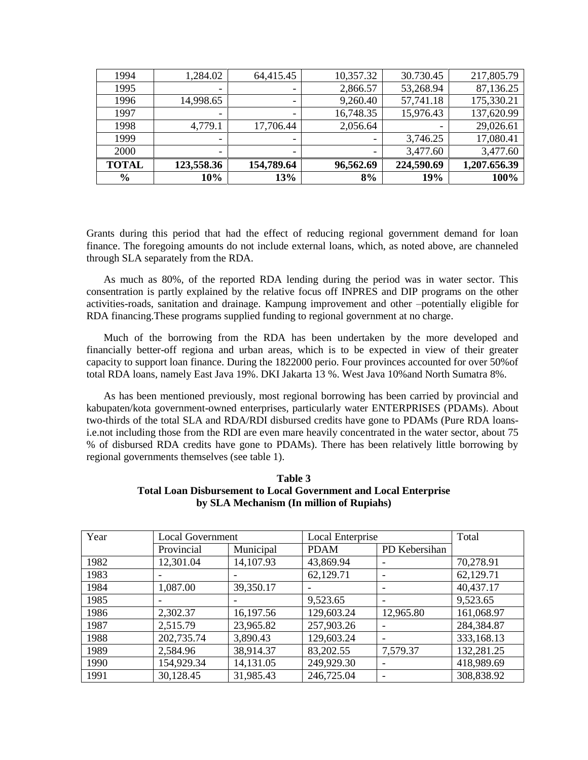| 1994 | 1,284.02 | 64,415.45 | 10,357.32 | 30.730.45 | 217,805.79 |
|---|---|---|---|---|---|
| 1995 | - | - | 2,866.57 | 53,268.94 | 87,136.25 |
| 1996 | 14,998.65 | - | 9,260.40 | 57,741.18 | 175,330.21 |
| 1997 | - | - | 16,748.35 | 15,976.43 | 137,620.99 |
| 1998 | 4,779.1 | 17,706.44 | 2,056.64 | - | 29,026.61 |
| 1999 | - | - | - | 3,746.25 | 17,080.41 |
| 2000 | - | - | - | 3,477.60 | 3,477.60 |
| **TOTAL** | **123,558.36** | **154,789.64** | **96,562.69** | **224,590.69** | **1,207.656.39** |
| **%** | **10%** | **13%** | **8%** | **19%** | **100%** |

Grants during this period that had the effect of reducing regional government demand for loan finance. The foregoing amounts do not include external loans, which, as noted above, are channeled through SLA separately from the RDA.

As much as 80%, of the reported RDA lending during the period was in water sector. This consentration is partly explained by the relative focus off INPRES and DIP programs on the other activities-roads, sanitation and drainage. Kampung improvement and other –potentially eligible for RDA financing.These programs supplied funding to regional government at no charge.

Much of the borrowing from the RDA has been undertaken by the more developed and financially better-off regiona and urban areas, which is to be expected in view of their greater capacity to support loan finance. During the 1822000 perio. Four provinces accounted for over 50%of total RDA loans, namely East Java 19%. DKI Jakarta 13 %. West Java 10%and North Sumatra 8%.

As has been mentioned previously, most regional borrowing has been carried by provincial and kabupaten/kota government-owned enterprises, particularly water ENTERPRISES (PDAMs). About two-thirds of the total SLA and RDA/RDI disbursed credits have gone to PDAMs (Pure RDA loans-i.e.not including those from the RDI are even mare heavily concentrated in the water sector, about 75 % of disbursed RDA credits have gone to PDAMs). There has been relatively little borrowing by regional governments themselves (see table 1).

**Table 3**
**Total Loan Disbursement to Local Government and Local Enterprise by SLA Mechanism (In million of Rupiahs)**

| Year | Local Government | | Local Enterprise | | Total |
|---|---|---|---|---|---|
| | Provincial | Municipal | PDAM | PD Kebersihan | |
| 1982 | 12,301.04 | 14,107.93 | 43,869.94 | - | 70,278.91 |
| 1983 | - | - | 62,129.71 | - | 62,129.71 |
| 1984 | 1,087.00 | 39,350.17 | - | - | 40,437.17 |
| 1985 | - | - | 9,523.65 | - | 9,523.65 |
| 1986 | 2,302.37 | 16,197.56 | 129,603.24 | 12,965.80 | 161,068.97 |
| 1987 | 2,515.79 | 23,965.82 | 257,903.26 | - | 284,384.87 |
| 1988 | 202,735.74 | 3,890.43 | 129,603.24 | - | 333,168.13 |
| 1989 | 2,584.96 | 38,914.37 | 83,202.55 | 7,579.37 | 132,281.25 |
| 1990 | 154,929.34 | 14,131.05 | 249,929.30 | - | 418,989.69 |
| 1991 | 30,128.45 | 31,985.43 | 246,725.04 | - | 308,838.92 |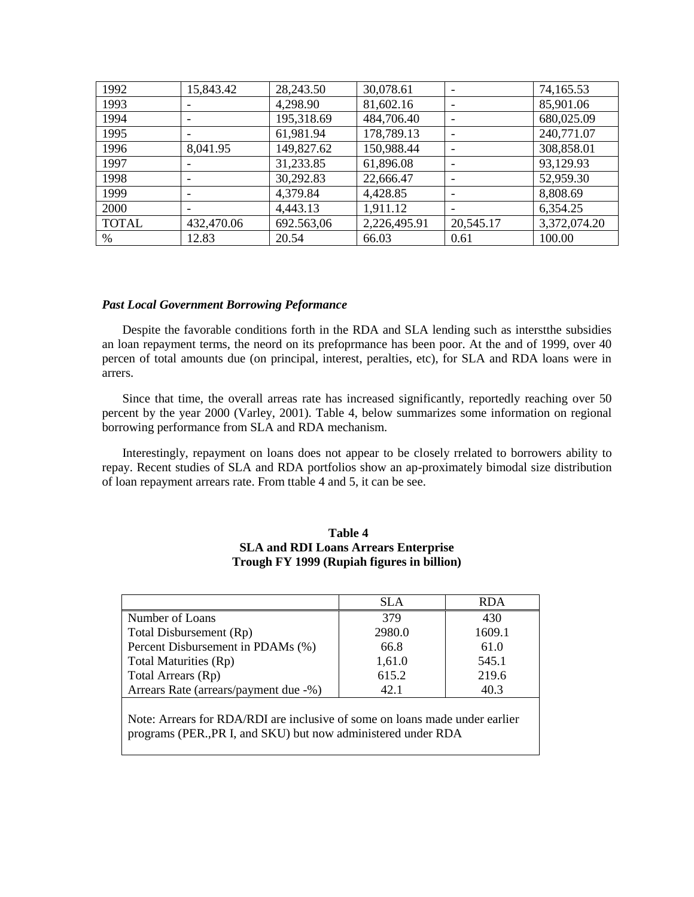| 1992 | 15,843.42 | 28,243.50 | 30,078.61 | - | 74,165.53 |
|---|---|---|---|---|---|
| 1993 | - | 4,298.90 | 81,602.16 | - | 85,901.06 |
| 1994 | - | 195,318.69 | 484,706.40 | - | 680,025.09 |
| 1995 | - | 61,981.94 | 178,789.13 | - | 240,771.07 |
| 1996 | 8,041.95 | 149,827.62 | 150,988.44 | - | 308,858.01 |
| 1997 | - | 31,233.85 | 61,896.08 | - | 93,129.93 |
| 1998 | - | 30,292.83 | 22,666.47 | - | 52,959.30 |
| 1999 | - | 4,379.84 | 4,428.85 | - | 8,808.69 |
| 2000 | - | 4,443.13 | 1,911.12 | - | 6,354.25 |
| TOTAL | 432,470.06 | 692.563,06 | 2,226,495.91 | 20,545.17 | 3,372,074.20 |
| % | 12.83 | 20.54 | 66.03 | 0.61 | 100.00 |

***Past Local Government Borrowing Peformance***

Despite the favorable conditions forth in the RDA and SLA lending such as intersthe subsidies an loan repayment terms, the neord on its prefoprmance has been poor. At the and of 1999, over 40 percen of total amounts due (on principal, interest, peralties, etc), for SLA and RDA loans were in arrers.

Since that time, the overall arreas rate has increased significantly, reportedly reaching over 50 percent by the year 2000 (Varley, 2001). Table 4, below summarizes some information on regional borrowing performance from SLA and RDA mechanism.

Interestingly, repayment on loans does not appear to be closely rrelated to borrowers ability to repay. Recent studies of SLA and RDA portfolios show an ap-proximately bimodal size distribution of loan repayment arrears rate. From ttable 4 and 5, it can be see.

**Table 4**
**SLA and RDI Loans Arrears Enterprise**
**Trough FY 1999 (Rupiah figures in billion)**

| | SLA | RDA |
|---|---|---|
| Number of Loans | 379 | 430 |
| Total Disbursement (Rp) | 2980.0 | 1609.1 |
| Percent Disbursement in PDAMs (%) | 66.8 | 61.0 |
| Total Maturities (Rp) | 1,61.0 | 545.1 |
| Total Arrears (Rp) | 615.2 | 219.6 |
| Arrears Rate (arrears/payment due -%) | 42.1 | 40.3 |

Note: Arrears for RDA/RDI are inclusive of some on loans made under earlier programs (PER.,PR I, and SKU) but now administered under RDA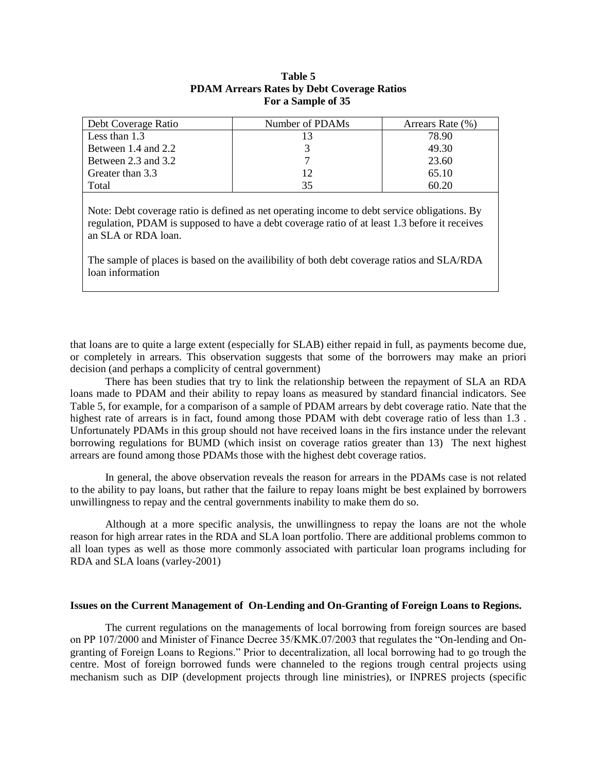**Table 5**
**PDAM Arrears Rates by Debt Coverage Ratios**
**For a Sample of 35**

| Debt Coverage Ratio | Number of PDAMs | Arrears Rate (%) |
|---|---|---|
| Less than 1.3 | 13 | 78.90 |
| Between 1.4 and 2.2 | 3 | 49.30 |
| Between 2.3 and 3.2 | 7 | 23.60 |
| Greater than 3.3 | 12 | 65.10 |
| Total | 35 | 60.20 |

Note: Debt coverage ratio is defined as net operating income to debt service obligations. By regulation, PDAM is supposed to have a debt coverage ratio of at least 1.3 before it receives an SLA or RDA loan.

The sample of places is based on the availibility of both debt coverage ratios and SLA/RDA loan information

that loans are to quite a large extent (especially for SLAB) either repaid in full, as payments become due, or completely in arrears. This observation suggests that some of the borrowers may make an priori decision (and perhaps a complicity of central government)

There has been studies that try to link the relationship between the repayment of SLA an RDA loans made to PDAM and their ability to repay loans as measured by standard financial indicators. See Table 5, for example, for a comparison of a sample of PDAM arrears by debt coverage ratio. Nate that the highest rate of arrears is in fact, found among those PDAM with debt coverage ratio of less than 1.3 . Unfortunately PDAMs in this group should not have received loans in the firs instance under the relevant borrowing regulations for BUMD (which insist on coverage ratios greater than 13) The next highest arrears are found among those PDAMs those with the highest debt coverage ratios.

In general, the above observation reveals the reason for arrears in the PDAMs case is not related to the ability to pay loans, but rather that the failure to repay loans might be best explained by borrowers unwillingness to repay and the central governments inability to make them do so.

Although at a more specific analysis, the unwillingness to repay the loans are not the whole reason for high arrear rates in the RDA and SLA loan portfolio. There are additional problems common to all loan types as well as those more commonly associated with particular loan programs including for RDA and SLA loans (varley-2001)

**Issues on the Current Management of On-Lending and On-Granting of Foreign Loans to Regions.**

The current regulations on the managements of local borrowing from foreign sources are based on PP 107/2000 and Minister of Finance Decree 35/KMK.07/2003 that regulates the "On-lending and On-granting of Foreign Loans to Regions." Prior to decentralization, all local borrowing had to go trough the centre. Most of foreign borrowed funds were channeled to the regions trough central projects using mechanism such as DIP (development projects through line ministries), or INPRES projects (specific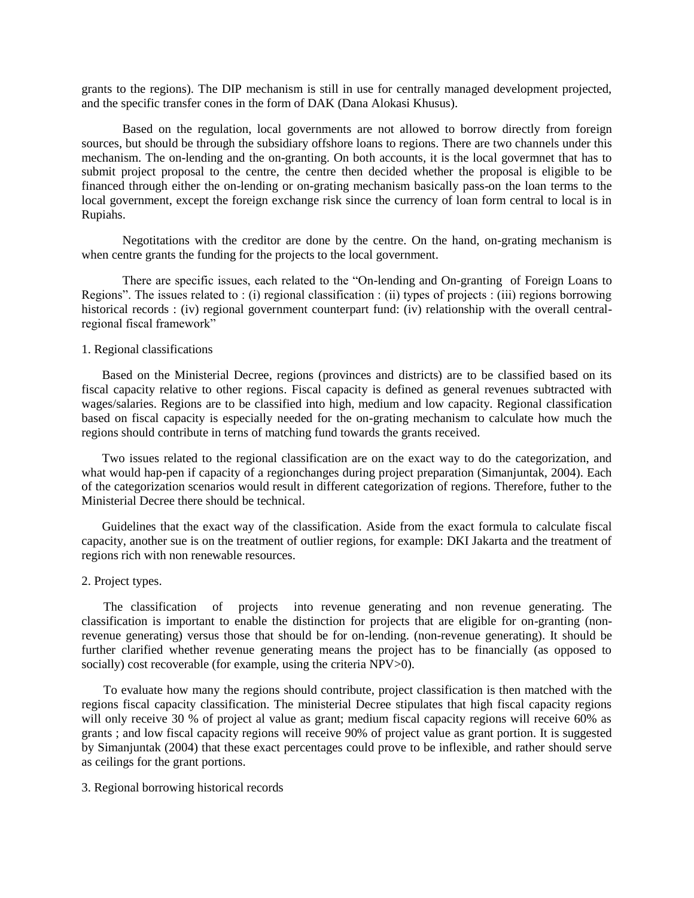grants to the regions). The DIP mechanism is still in use for centrally managed development projected, and the specific transfer cones in the form of DAK (Dana Alokasi Khusus).

Based on the regulation, local governments are not allowed to borrow directly from foreign sources, but should be through the subsidiary offshore loans to regions. There are two channels under this mechanism. The on-lending and the on-granting. On both accounts, it is the local govermnet that has to submit project proposal to the centre, the centre then decided whether the proposal is eligible to be financed through either the on-lending or on-grating mechanism basically pass-on the loan terms to the local government, except the foreign exchange risk since the currency of loan form central to local is in Rupiahs.

Negotitations with the creditor are done by the centre. On the hand, on-grating mechanism is when centre grants the funding for the projects to the local government.

There are specific issues, each related to the "On-lending and On-granting of Foreign Loans to Regions". The issues related to : (i) regional classification : (ii) types of projects : (iii) regions borrowing historical records : (iv) regional government counterpart fund: (iv) relationship with the overall central-regional fiscal framework"

1. Regional classifications

Based on the Ministerial Decree, regions (provinces and districts) are to be classified based on its fiscal capacity relative to other regions. Fiscal capacity is defined as general revenues subtracted with wages/salaries. Regions are to be classified into high, medium and low capacity. Regional classification based on fiscal capacity is especially needed for the on-grating mechanism to calculate how much the regions should contribute in terns of matching fund towards the grants received.

Two issues related to the regional classification are on the exact way to do the categorization, and what would hap-pen if capacity of a regionchanges during project preparation (Simanjuntak, 2004). Each of the categorization scenarios would result in different categorization of regions. Therefore, futher to the Ministerial Decree there should be technical.

Guidelines that the exact way of the classification. Aside from the exact formula to calculate fiscal capacity, another sue is on the treatment of outlier regions, for example: DKI Jakarta and the treatment of regions rich with non renewable resources.

2. Project types.

The classification of projects into revenue generating and non revenue generating. The classification is important to enable the distinction for projects that are eligible for on-granting (non-revenue generating) versus those that should be for on-lending. (non-revenue generating). It should be further clarified whether revenue generating means the project has to be financially (as opposed to socially) cost recoverable (for example, using the criteria NPV>0).

To evaluate how many the regions should contribute, project classification is then matched with the regions fiscal capacity classification. The ministerial Decree stipulates that high fiscal capacity regions will only receive 30 % of project al value as grant; medium fiscal capacity regions will receive 60% as grants ; and low fiscal capacity regions will receive 90% of project value as grant portion. It is suggested by Simanjuntak (2004) that these exact percentages could prove to be inflexible, and rather should serve as ceilings for the grant portions.

3. Regional borrowing historical records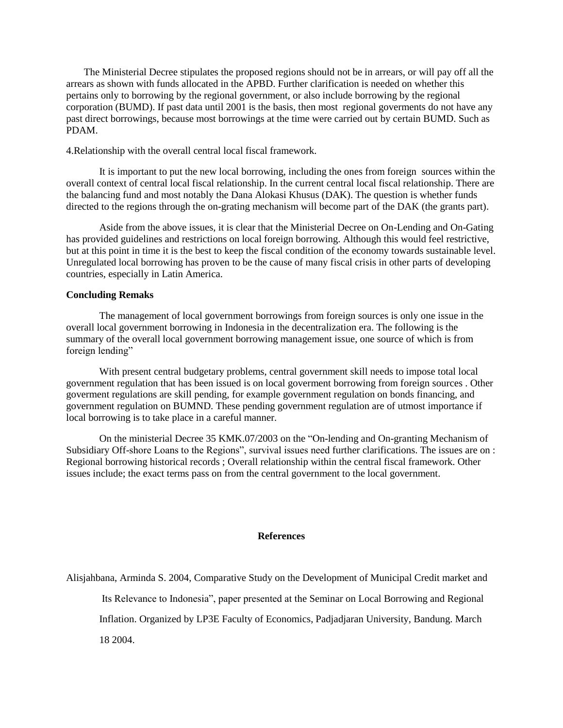The Ministerial Decree stipulates the proposed regions should not be in arrears, or will pay off all the arrears as shown with funds allocated in the APBD. Further clarification is needed on whether this pertains only to borrowing by the regional government, or also include borrowing by the regional corporation (BUMD). If past data until 2001 is the basis, then most regional goverments do not have any past direct borrowings, because most borrowings at the time were carried out by certain BUMD. Such as PDAM.

4.Relationship with the overall central local fiscal framework.

It is important to put the new local borrowing, including the ones from foreign sources within the overall context of central local fiscal relationship. In the current central local fiscal relationship. There are the balancing fund and most notably the Dana Alokasi Khusus (DAK). The question is whether funds directed to the regions through the on-grating mechanism will become part of the DAK (the grants part).

Aside from the above issues, it is clear that the Ministerial Decree on On-Lending and On-Gating has provided guidelines and restrictions on local foreign borrowing. Although this would feel restrictive, but at this point in time it is the best to keep the fiscal condition of the economy towards sustainable level. Unregulated local borrowing has proven to be the cause of many fiscal crisis in other parts of developing countries, especially in Latin America.

**Concluding Remaks**

The management of local government borrowings from foreign sources is only one issue in the overall local government borrowing in Indonesia in the decentralization era. The following is the summary of the overall local government borrowing management issue, one source of which is from foreign lending"

With present central budgetary problems, central government skill needs to impose total local government regulation that has been issued is on local goverment borrowing from foreign sources . Other goverment regulations are skill pending, for example government regulation on bonds financing, and government regulation on BUMND. These pending government regulation are of utmost importance if local borrowing is to take place in a careful manner.

On the ministerial Decree 35 KMK.07/2003 on the "On-lending and On-granting Mechanism of Subsidiary Off-shore Loans to the Regions", survival issues need further clarifications. The issues are on : Regional borrowing historical records ; Overall relationship within the central fiscal framework. Other issues include; the exact terms pass on from the central government to the local government.

**References**

Alisjahbana, Arminda S. 2004, Comparative Study on the Development of Municipal Credit market and Its Relevance to Indonesia", paper presented at the Seminar on Local Borrowing and Regional Inflation. Organized by LP3E Faculty of Economics, Padjadjaran University, Bandung. March 18 2004.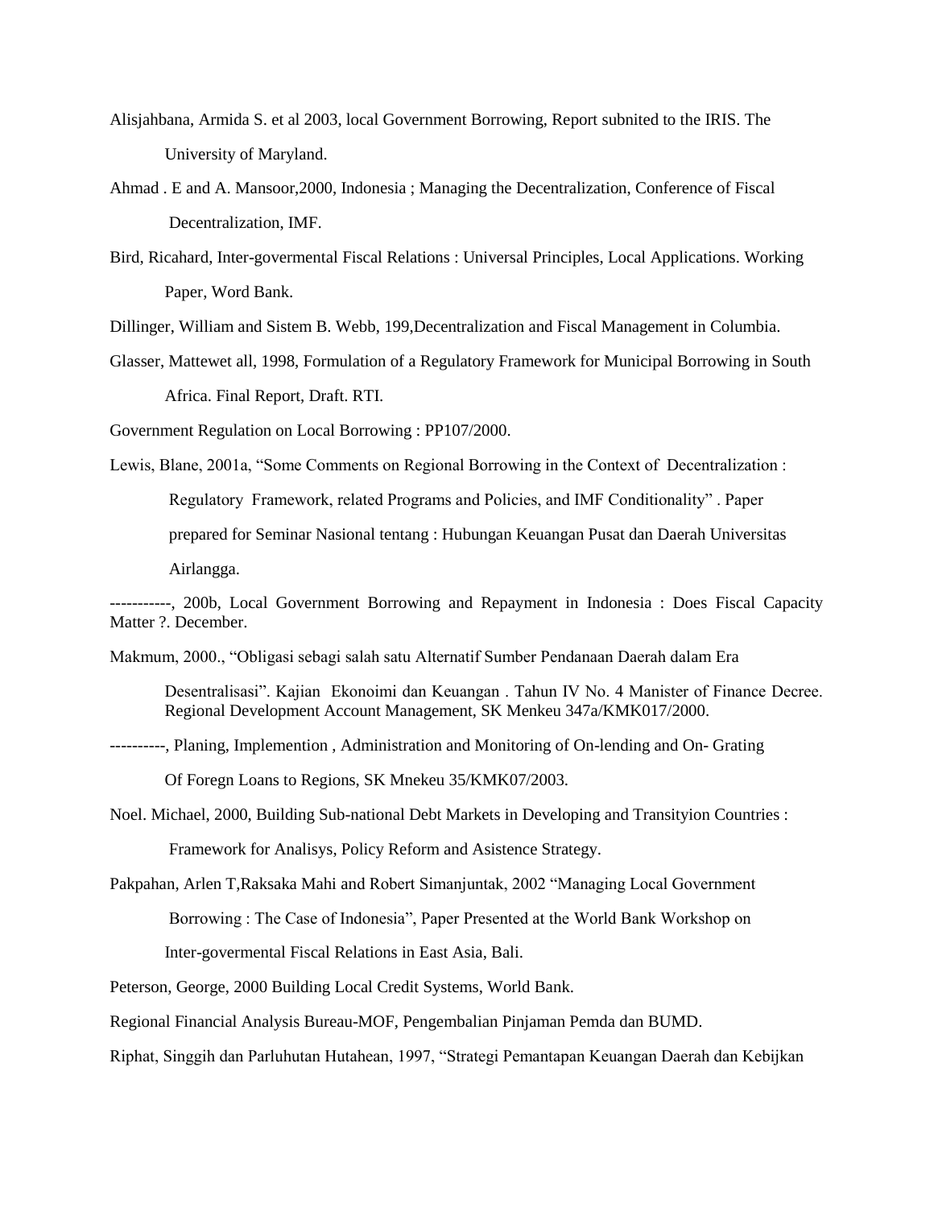Alisjahbana, Armida S. et al 2003, local Government Borrowing, Report subnited to the IRIS. The University of Maryland.

Ahmad . E and A. Mansoor,2000, Indonesia ; Managing the Decentralization, Conference of Fiscal Decentralization, IMF.

Bird, Ricahard, Inter-govermental Fiscal Relations : Universal Principles, Local Applications. Working Paper, Word Bank.

Dillinger, William and Sistem B. Webb, 199,Decentralization and Fiscal Management in Columbia.

Glasser, Mattewet all, 1998, Formulation of a Regulatory Framework for Municipal Borrowing in South Africa. Final Report, Draft. RTI.

Government Regulation on Local Borrowing : PP107/2000.

Lewis, Blane, 2001a, "Some Comments on Regional Borrowing in the Context of Decentralization : Regulatory Framework, related Programs and Policies, and IMF Conditionality" . Paper prepared for Seminar Nasional tentang : Hubungan Keuangan Pusat dan Daerah Universitas Airlangga.

-----------, 200b, Local Government Borrowing and Repayment in Indonesia : Does Fiscal Capacity Matter ?. December.

Makmum, 2000., "Obligasi sebagi salah satu Alternatif Sumber Pendanaan Daerah dalam Era Desentralisasi". Kajian Ekonoimi dan Keuangan . Tahun IV No. 4 Manister of Finance Decree. Regional Development Account Management, SK Menkeu 347a/KMK017/2000.

----------, Planing, Implemention , Administration and Monitoring of On-lending and On- Grating Of Foregn Loans to Regions, SK Mnekeu 35/KMK07/2003.

Noel. Michael, 2000, Building Sub-national Debt Markets in Developing and Transityion Countries : Framework for Analisys, Policy Reform and Asistence Strategy.

Pakpahan, Arlen T,Raksaka Mahi and Robert Simanjuntak, 2002 "Managing Local Government Borrowing : The Case of Indonesia", Paper Presented at the World Bank Workshop on Inter-govermental Fiscal Relations in East Asia, Bali.

Peterson, George, 2000 Building Local Credit Systems, World Bank.

Regional Financial Analysis Bureau-MOF, Pengembalian Pinjaman Pemda dan BUMD.

Riphat, Singgih dan Parluhutan Hutahean, 1997, "Strategi Pemantapan Keuangan Daerah dan Kebijkan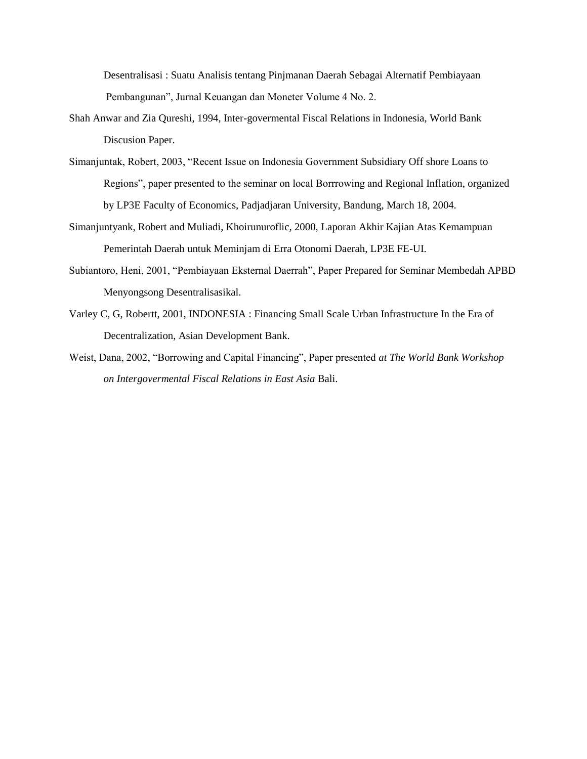Desentralisasi : Suatu Analisis tentang Pinjmanan Daerah Sebagai Alternatif Pembiayaan Pembangunan", Jurnal Keuangan dan Moneter Volume 4 No. 2.

Shah Anwar and Zia Qureshi, 1994, Inter-govermental Fiscal Relations in Indonesia, World Bank Discusion Paper.

Simanjuntak, Robert, 2003, "Recent Issue on Indonesia Government Subsidiary Off shore Loans to Regions", paper presented to the seminar on local Borrrowing and Regional Inflation, organized by LP3E Faculty of Economics, Padjadjaran University, Bandung, March 18, 2004.

Simanjuntyank, Robert and Muliadi, Khoirunuroflic, 2000, Laporan Akhir Kajian Atas Kemampuan Pemerintah Daerah untuk Meminjam di Erra Otonomi Daerah, LP3E FE-UI.

Subiantoro, Heni, 2001, "Pembiayaan Eksternal Daerrah", Paper Prepared for Seminar Membedah APBD Menyongsong Desentralisasikal.

Varley C, G, Robertt, 2001, INDONESIA : Financing Small Scale Urban Infrastructure In the Era of Decentralization, Asian Development Bank.

Weist, Dana, 2002, "Borrowing and Capital Financing", Paper presented *at The World Bank Workshop on Intergovermental Fiscal Relations in East Asia* Bali.